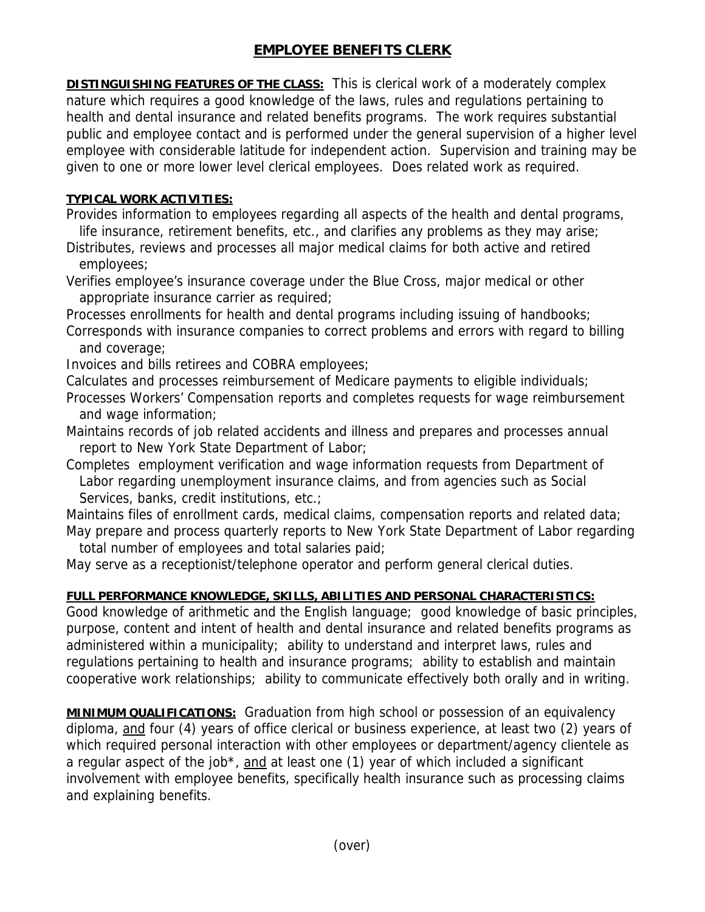# EMPLOYEE BENEFITS CLERK

**DISTINGUISHING FEATURES OF THE CLASS:** This is clerical work of a moderately complex nature which requires a good knowledge of the laws, rules and regulations pertaining to health and dental insurance and related benefits programs. The work requires substantial public and employee contact and is performed under the general supervision of a higher level employee with considerable latitude for independent action. Supervision and training may be given to one or more lower level clerical employees. Does related work as required.

**TYPICAL WORK ACTIVITIES:**

Provides information to employees regarding all aspects of the health and dental programs, life insurance, retirement benefits, etc., and clarifies any problems as they may arise;

Distributes, reviews and processes all major medical claims for both active and retired employees;

Verifies employee's insurance coverage under the Blue Cross, major medical or other appropriate insurance carrier as required;

Processes enrollments for health and dental programs including issuing of handbooks;

Corresponds with insurance companies to correct problems and errors with regard to billing and coverage;

Invoices and bills retirees and COBRA employees;

Calculates and processes reimbursement of Medicare payments to eligible individuals;

Processes Workers' Compensation reports and completes requests for wage reimbursement and wage information;

Maintains records of job related accidents and illness and prepares and processes annual report to New York State Department of Labor;

Completes employment verification and wage information requests from Department of Labor regarding unemployment insurance claims, and from agencies such as Social Services, banks, credit institutions, etc.;

Maintains files of enrollment cards, medical claims, compensation reports and related data;

May prepare and process quarterly reports to New York State Department of Labor regarding total number of employees and total salaries paid;

May serve as a receptionist/telephone operator and perform general clerical duties.

**FULL PERFORMANCE KNOWLEDGE, SKILLS, ABILITIES AND PERSONAL CHARACTERISTICS:**

Good knowledge of arithmetic and the English language; good knowledge of basic principles, purpose, content and intent of health and dental insurance and related benefits programs as administered within a municipality; ability to understand and interpret laws, rules and regulations pertaining to health and insurance programs; ability to establish and maintain cooperative work relationships; ability to communicate effectively both orally and in writing.

**MINIMUM QUALIFICATIONS:** Graduation from high school or possession of an equivalency diploma, <u>and</u> four (4) years of office clerical or business experience, at least two (2) years of which required personal interaction with other employees or department/agency clientele as a regular aspect of the job*, <u>and</u> at least one (1) year of which included a significant involvement with employee benefits, specifically health insurance such as processing claims and explaining benefits.

(over)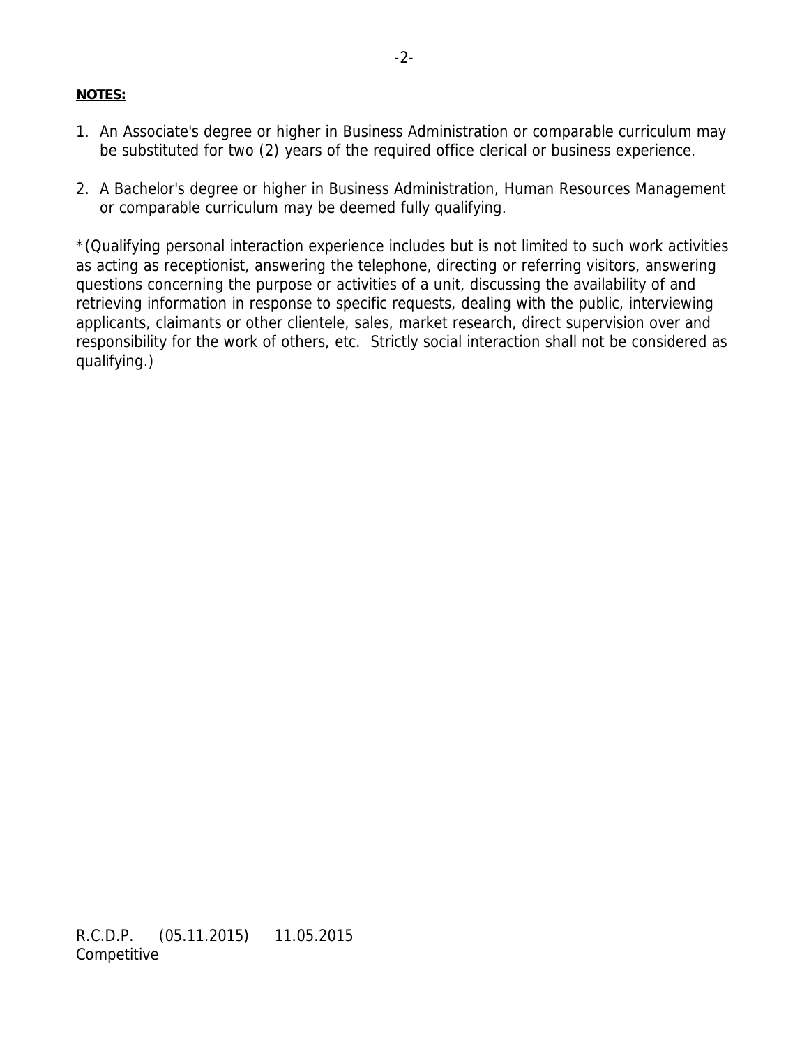**NOTES:**

1. An Associate's degree or higher in Business Administration or comparable curriculum may be substituted for two (2) years of the required office clerical or business experience.

2. A Bachelor's degree or higher in Business Administration, Human Resources Management or comparable curriculum may be deemed fully qualifying.

*(Qualifying personal interaction experience includes but is not limited to such work activities as acting as receptionist, answering the telephone, directing or referring visitors, answering questions concerning the purpose or activities of a unit, discussing the availability of and retrieving information in response to specific requests, dealing with the public, interviewing applicants, claimants or other clientele, sales, market research, direct supervision over and responsibility for the work of others, etc. Strictly social interaction shall not be considered as qualifying.)

R.C.D.P. (05.11.2015) 11.05.2015
Competitive